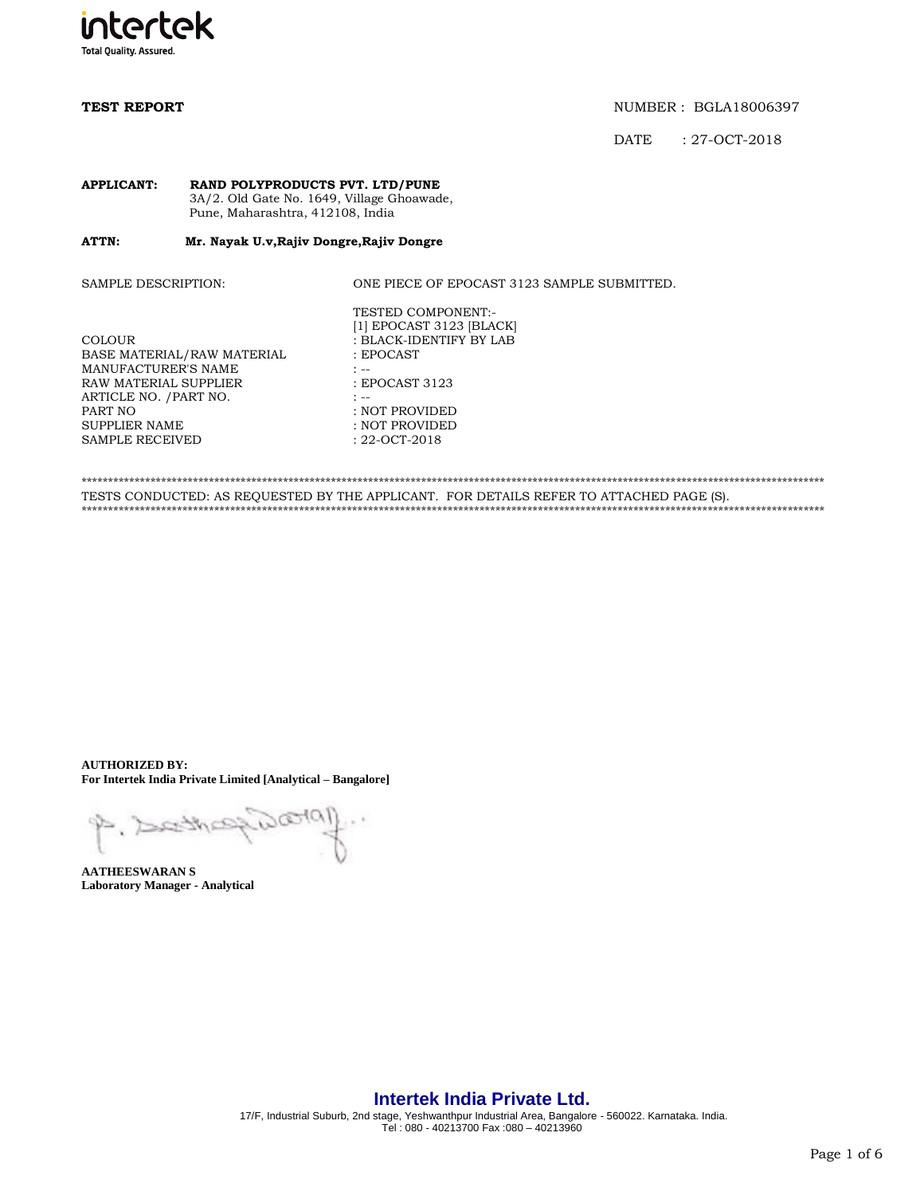**TEST REPORT**

NUMBER : BGLA18006397

DATE : 27-OCT-2018

**APPLICANT:** **RAND POLYPRODUCTS PVT. LTD/PUNE**
3A/2. Old Gate No. 1649, Village Ghoawade,
Pune, Maharashtra, 412108, India

**ATTN:** **Mr. Nayak U.v,Rajiv Dongre,Rajiv Dongre**

SAMPLE DESCRIPTION: ONE PIECE OF EPOCAST 3123 SAMPLE SUBMITTED.

TESTED COMPONENT:-
[1] EPOCAST 3123 [BLACK]

| | |
|---|---|
| COLOUR | : BLACK-IDENTIFY BY LAB |
| BASE MATERIAL/RAW MATERIAL | : EPOCAST |
| MANUFACTURER'S NAME | : -- |
| RAW MATERIAL SUPPLIER | : EPOCAST 3123 |
| ARTICLE NO. /PART NO. | : -- |
| PART NO | : NOT PROVIDED |
| SUPPLIER NAME | : NOT PROVIDED |
| SAMPLE RECEIVED | : 22-OCT-2018 |

\*\*\*\*\*\*\*\*\*\*\*\*\*\*\*\*\*\*\*\*\*\*\*\*\*\*\*\*\*\*\*\*\*\*\*\*\*\*\*\*\*\*\*\*\*\*\*\*\*\*\*\*\*\*\*\*\*\*\*\*\*\*\*\*\*\*\*\*\*\*\*\*\*\*\*\*\*\*

TESTS CONDUCTED: AS REQUESTED BY THE APPLICANT. FOR DETAILS REFER TO ATTACHED PAGE (S).

\*\*\*\*\*\*\*\*\*\*\*\*\*\*\*\*\*\*\*\*\*\*\*\*\*\*\*\*\*\*\*\*\*\*\*\*\*\*\*\*\*\*\*\*\*\*\*\*\*\*\*\*\*\*\*\*\*\*\*\*\*\*\*\*\*\*\*\*\*\*\*\*\*\*\*\*\*\*

**AUTHORIZED BY:**
**For Intertek India Private Limited [Analytical – Bangalore]**

**AATHEESWARAN S**
**Laboratory Manager - Analytical**

**Intertek India Private Ltd.**
17/F, Industrial Suburb, 2nd stage, Yeshwanthpur Industrial Area, Bangalore - 560022. Karnataka. India.
Tel : 080 - 40213700 Fax :080 – 40213960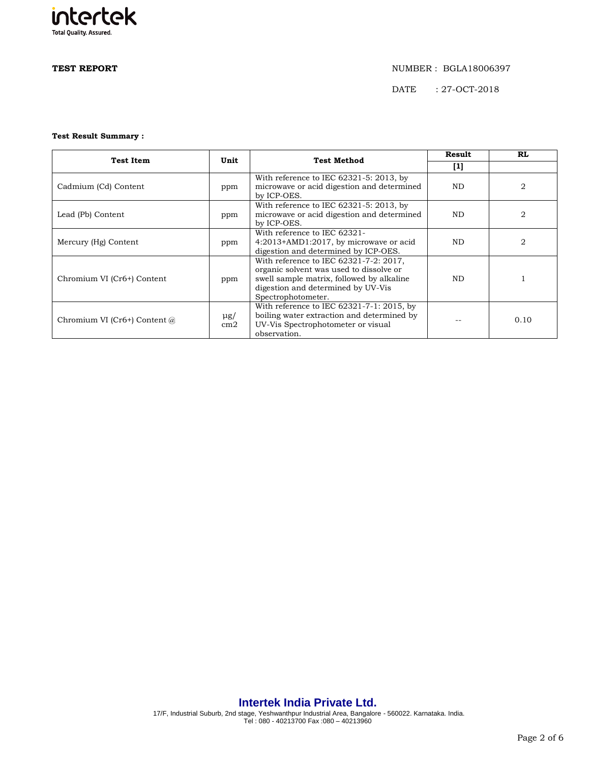**TEST REPORT**

NUMBER : BGLA18006397

DATE : 27-OCT-2018

**Test Result Summary :**

| Test Item | Unit | Test Method | Result | RL |
|---|---|---|---|---|
| | | | [1] | |
| Cadmium (Cd) Content | ppm | With reference to IEC 62321-5: 2013, by microwave or acid digestion and determined by ICP-OES. | ND | 2 |
| Lead (Pb) Content | ppm | With reference to IEC 62321-5: 2013, by microwave or acid digestion and determined by ICP-OES. | ND | 2 |
| Mercury (Hg) Content | ppm | With reference to IEC 62321-4:2013+AMD1:2017, by microwave or acid digestion and determined by ICP-OES. | ND | 2 |
| Chromium VI (Cr6+) Content | ppm | With reference to IEC 62321-7-2: 2017, organic solvent was used to dissolve or swell sample matrix, followed by alkaline digestion and determined by UV-Vis Spectrophotometer. | ND | 1 |
| Chromium VI (Cr6+) Content @ | µg/cm2 | With reference to IEC 62321-7-1: 2015, by boiling water extraction and determined by UV-Vis Spectrophotometer or visual observation. | -- | 0.10 |

**Intertek India Private Ltd.**

17/F, Industrial Suburb, 2nd stage, Yeshwanthpur Industrial Area, Bangalore - 560022. Karnataka. India.
Tel : 080 - 40213700 Fax :080 – 40213960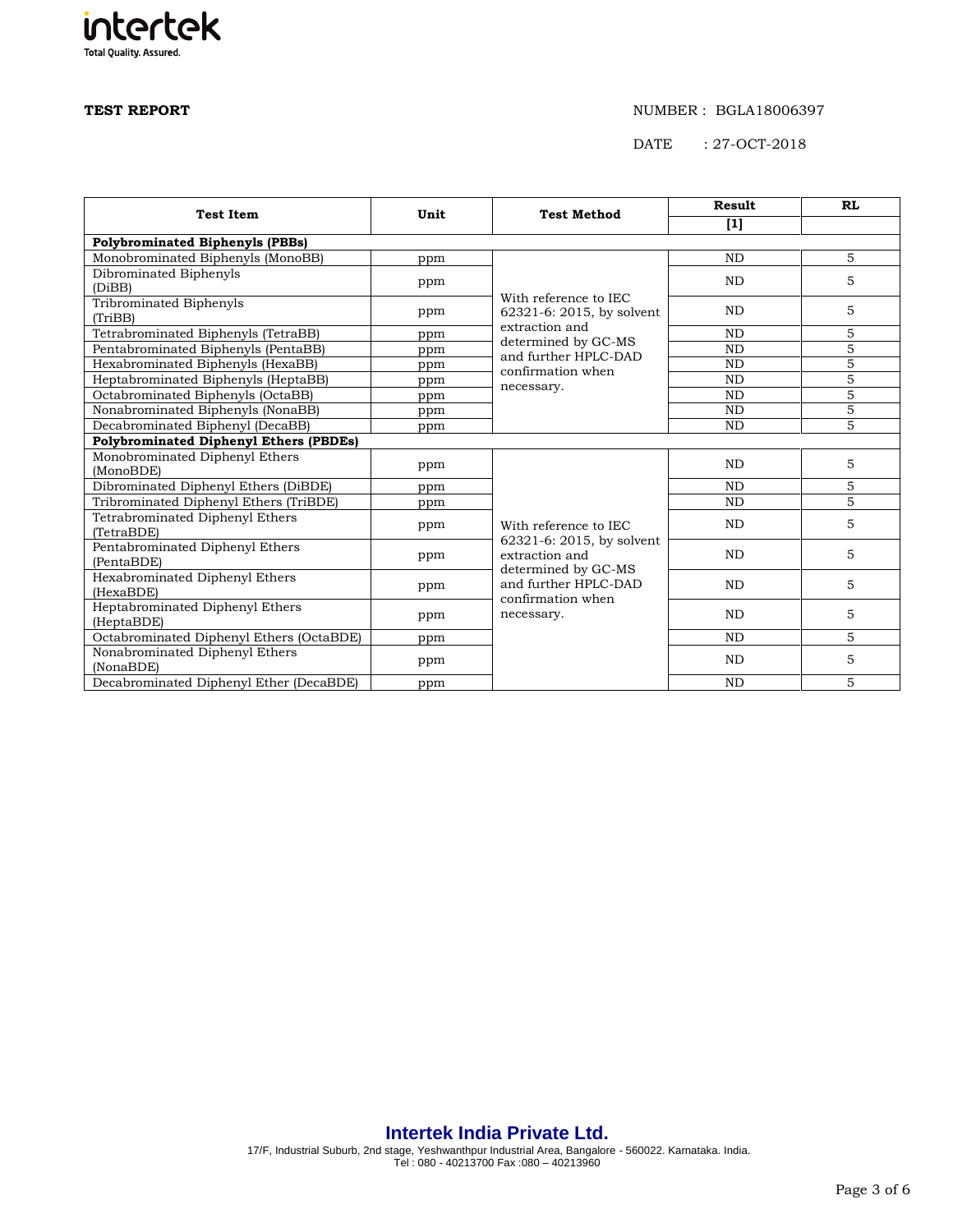**TEST REPORT**

NUMBER : BGLA18006397

DATE : 27-OCT-2018

| Test Item | Unit | Test Method | Result | RL |
|---|---|---|---|---|
| | | | [1] | |
| **Polybrominated Biphenyls (PBBs)** | | | | |
| Monobrominated Biphenyls (MonoBB) | ppm | With reference to IEC 62321-6: 2015, by solvent extraction and determined by GC-MS and further HPLC-DAD confirmation when necessary. | ND | 5 |
| Dibrominated Biphenyls (DiBB) | ppm | | ND | 5 |
| Tribrominated Biphenyls (TriBB) | ppm | | ND | 5 |
| Tetrabrominated Biphenyls (TetraBB) | ppm | | ND | 5 |
| Pentabrominated Biphenyls (PentaBB) | ppm | | ND | 5 |
| Hexabrominated Biphenyls (HexaBB) | ppm | | ND | 5 |
| Heptabrominated Biphenyls (HeptaBB) | ppm | | ND | 5 |
| Octabrominated Biphenyls (OctaBB) | ppm | | ND | 5 |
| Nonabrominated Biphenyls (NonaBB) | ppm | | ND | 5 |
| Decabrominated Biphenyl (DecaBB) | ppm | | ND | 5 |
| **Polybrominated Diphenyl Ethers (PBDEs)** | | | | |
| Monobrominated Diphenyl Ethers (MonoBDE) | ppm | With reference to IEC 62321-6: 2015, by solvent extraction and determined by GC-MS and further HPLC-DAD confirmation when necessary. | ND | 5 |
| Dibrominated Diphenyl Ethers (DiBDE) | ppm | | ND | 5 |
| Tribrominated Diphenyl Ethers (TriBDE) | ppm | | ND | 5 |
| Tetrabrominated Diphenyl Ethers (TetraBDE) | ppm | | ND | 5 |
| Pentabrominated Diphenyl Ethers (PentaBDE) | ppm | | ND | 5 |
| Hexabrominated Diphenyl Ethers (HexaBDE) | ppm | | ND | 5 |
| Heptabrominated Diphenyl Ethers (HeptaBDE) | ppm | | ND | 5 |
| Octabrominated Diphenyl Ethers (OctaBDE) | ppm | | ND | 5 |
| Nonabrominated Diphenyl Ethers (NonaBDE) | ppm | | ND | 5 |
| Decabrominated Diphenyl Ether (DecaBDE) | ppm | | ND | 5 |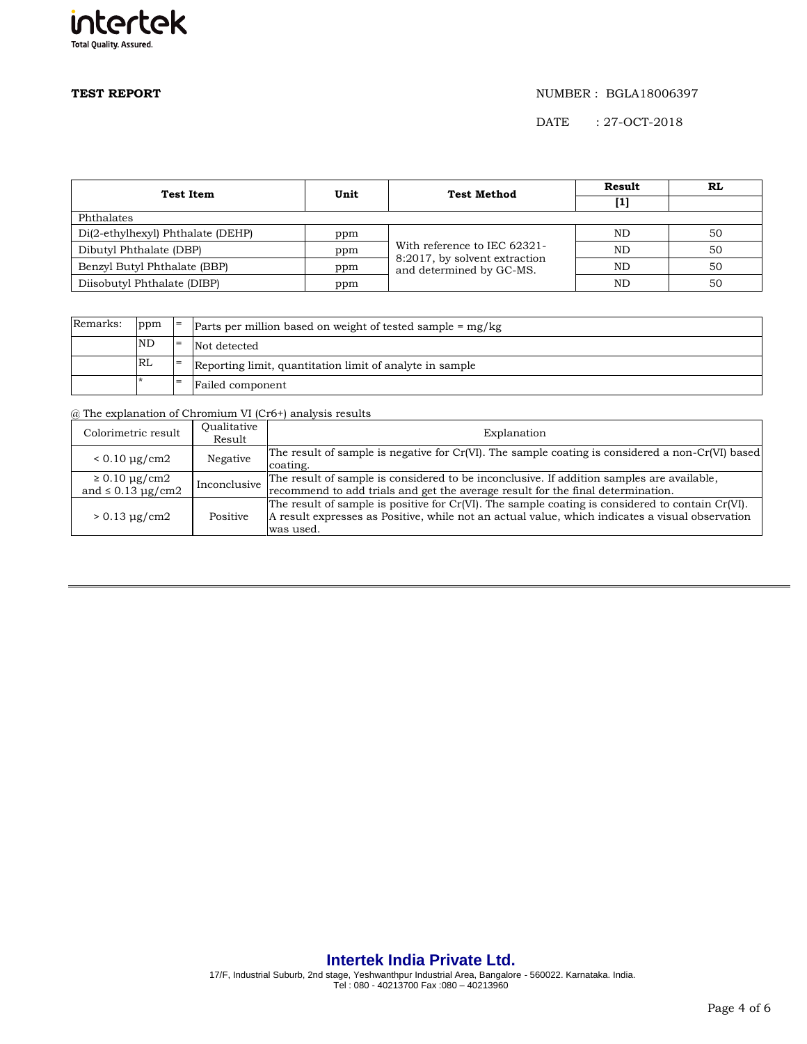**TEST REPORT**

NUMBER : BGLA18006397

DATE : 27-OCT-2018

| Test Item | Unit | Test Method | Result | RL |
|---|---|---|---|---|
| | | | [1] | |
| Phthalates | | | | |
| Di(2-ethylhexyl) Phthalate (DEHP) | ppm | With reference to IEC 62321-8:2017, by solvent extraction and determined by GC-MS. | ND | 50 |
| Dibutyl Phthalate (DBP) | ppm | | ND | 50 |
| Benzyl Butyl Phthalate (BBP) | ppm | | ND | 50 |
| Diisobutyl Phthalate (DIBP) | ppm | | ND | 50 |

| Remarks: | ppm | = | Parts per million based on weight of tested sample = mg/kg |
|---|---|---|---|
| | ND | = | Not detected |
| | RL | = | Reporting limit, quantitation limit of analyte in sample |
| | * | = | Failed component |

@ The explanation of Chromium VI (Cr6+) analysis results

| Colorimetric result | Qualitative Result | Explanation |
|---|---|---|
| < 0.10 µg/cm2 | Negative | The result of sample is negative for Cr(VI). The sample coating is considered a non-Cr(VI) based coating. |
| ≥ 0.10 µg/cm2 and ≤ 0.13 µg/cm2 | Inconclusive | The result of sample is considered to be inconclusive. If addition samples are available, recommend to add trials and get the average result for the final determination. |
| > 0.13 µg/cm2 | Positive | The result of sample is positive for Cr(VI). The sample coating is considered to contain Cr(VI). A result expresses as Positive, while not an actual value, which indicates a visual observation was used. |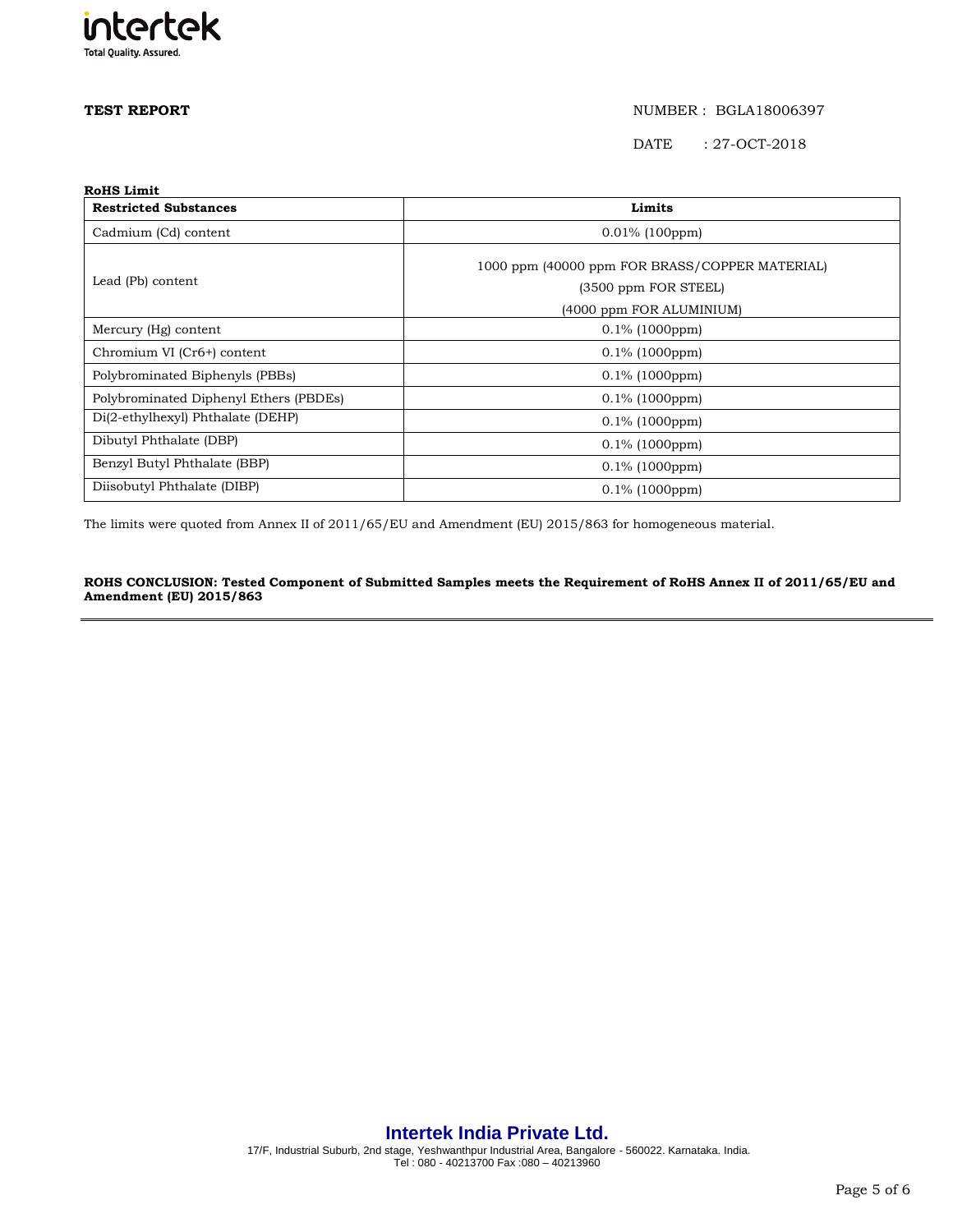**TEST REPORT**

NUMBER : BGLA18006397

DATE : 27-OCT-2018

**RoHS Limit**

| Restricted Substances | Limits |
|---|---|
| Cadmium (Cd) content | 0.01% (100ppm) |
| Lead (Pb) content | 1000 ppm (40000 ppm FOR BRASS/COPPER MATERIAL) (3500 ppm FOR STEEL) (4000 ppm FOR ALUMINIUM) |
| Mercury (Hg) content | 0.1% (1000ppm) |
| Chromium VI (Cr6+) content | 0.1% (1000ppm) |
| Polybrominated Biphenyls (PBBs) | 0.1% (1000ppm) |
| Polybrominated Diphenyl Ethers (PBDEs) | 0.1% (1000ppm) |
| Di(2-ethylhexyl) Phthalate (DEHP) | 0.1% (1000ppm) |
| Dibutyl Phthalate (DBP) | 0.1% (1000ppm) |
| Benzyl Butyl Phthalate (BBP) | 0.1% (1000ppm) |
| Diisobutyl Phthalate (DIBP) | 0.1% (1000ppm) |

The limits were quoted from Annex II of 2011/65/EU and Amendment (EU) 2015/863 for homogeneous material.

**ROHS CONCLUSION: Tested Component of Submitted Samples meets the Requirement of RoHS Annex II of 2011/65/EU and Amendment (EU) 2015/863**

**Intertek India Private Ltd.**
17/F, Industrial Suburb, 2nd stage, Yeshwanthpur Industrial Area, Bangalore - 560022. Karnataka. India.
Tel : 080 - 40213700 Fax :080 – 40213960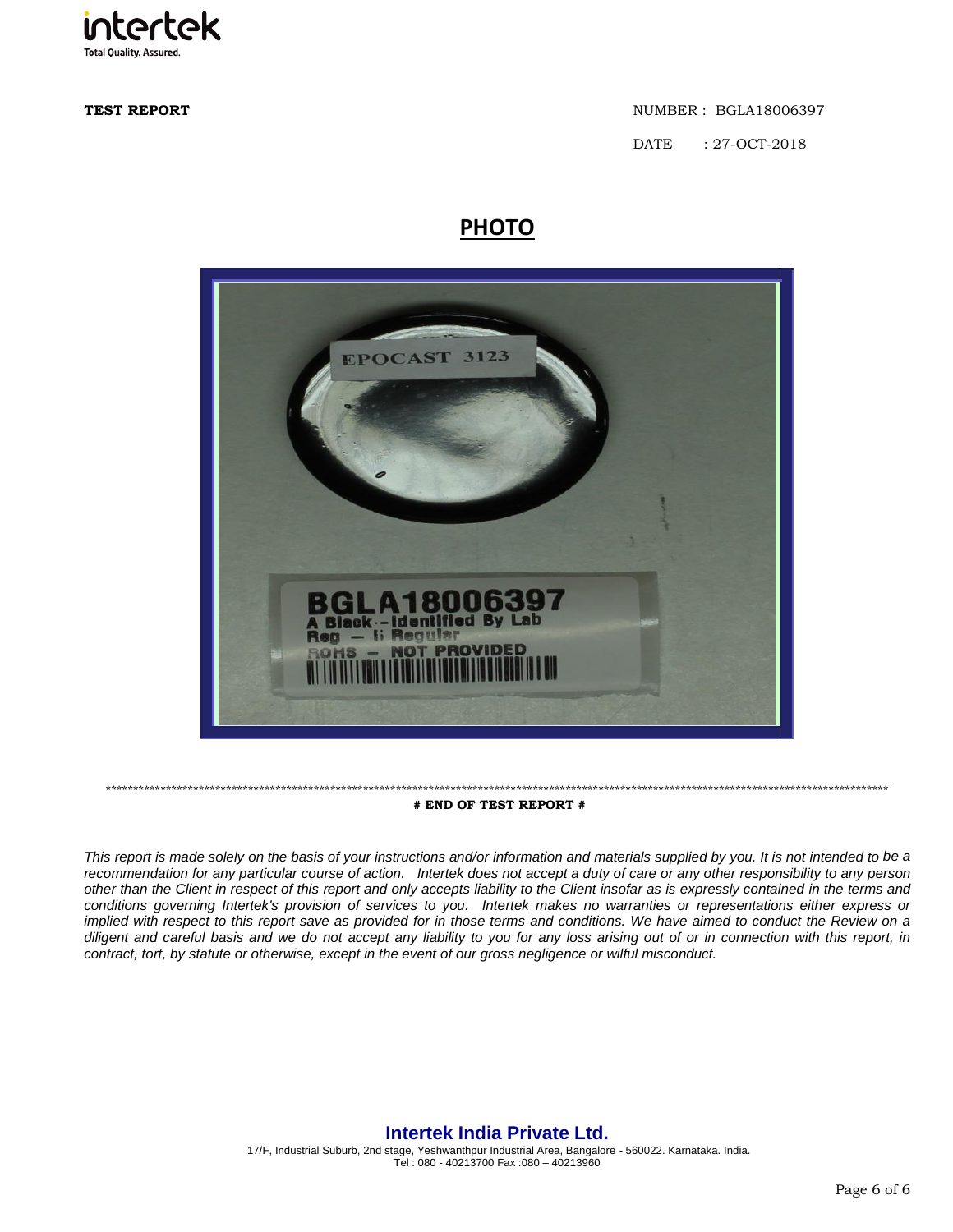**TEST REPORT**

NUMBER : BGLA18006397

DATE : 27-OCT-2018

## PHOTO

****************************************************************************************************************************************

**# END OF TEST REPORT #**

*This report is made solely on the basis of your instructions and/or information and materials supplied by you. It is not intended to be a recommendation for any particular course of action. Intertek does not accept a duty of care or any other responsibility to any person other than the Client in respect of this report and only accepts liability to the Client insofar as is expressly contained in the terms and conditions governing Intertek's provision of services to you. Intertek makes no warranties or representations either express or implied with respect to this report save as provided for in those terms and conditions. We have aimed to conduct the Review on a diligent and careful basis and we do not accept any liability to you for any loss arising out of or in connection with this report, in contract, tort, by statute or otherwise, except in the event of our gross negligence or wilful misconduct.*

**Intertek India Private Ltd.**

17/F, Industrial Suburb, 2nd stage, Yeshwanthpur Industrial Area, Bangalore - 560022. Karnataka. India.
Tel : 080 - 40213700 Fax :080 – 40213960